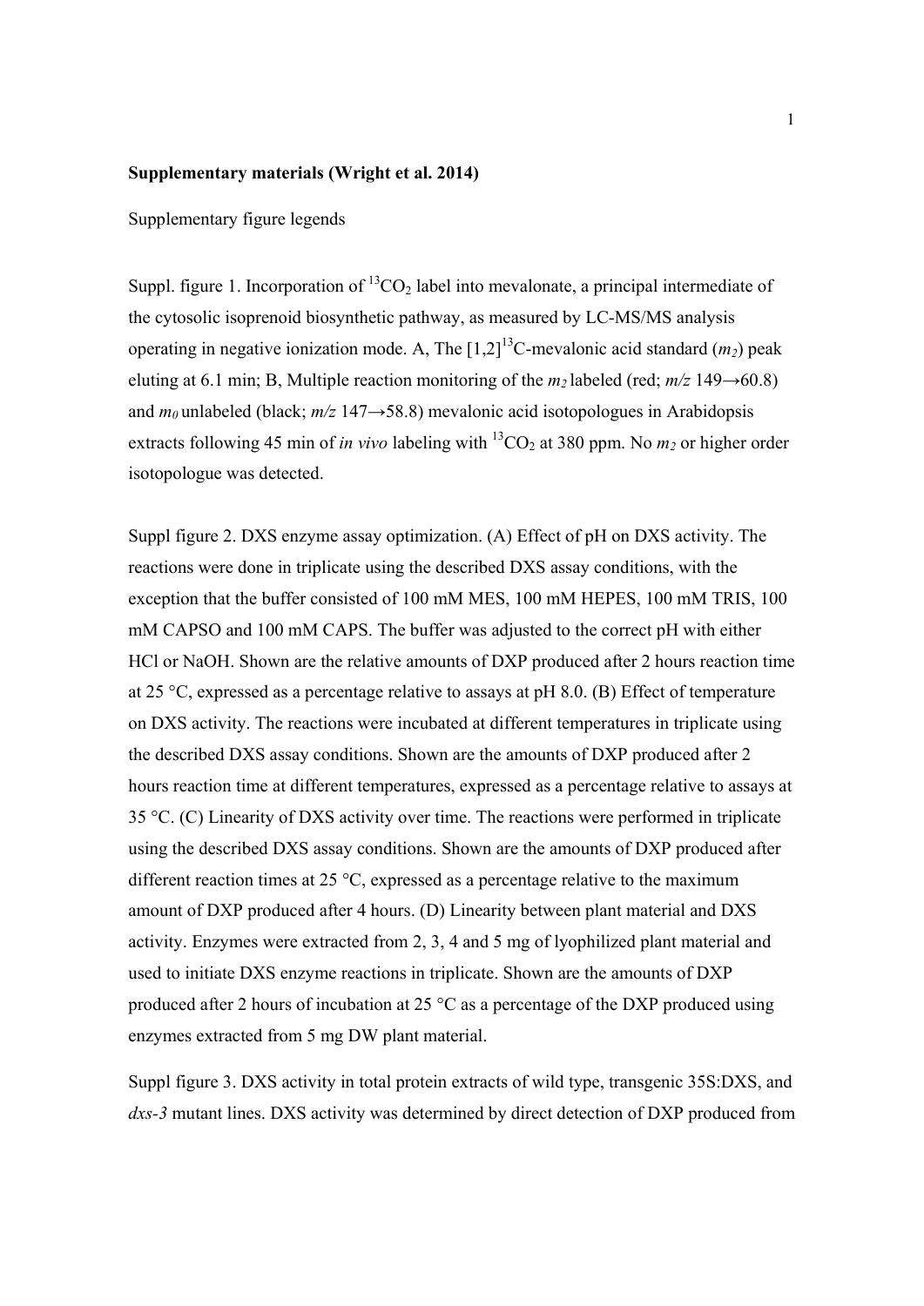**Supplementary materials (Wright et al. 2014)**

Supplementary figure legends

Suppl. figure 1. Incorporation of $^{13}CO_2$ label into mevalonate, a principal intermediate of the cytosolic isoprenoid biosynthetic pathway, as measured by LC-MS/MS analysis operating in negative ionization mode. A, The $[1,2]^{13}$C-mevalonic acid standard ($m_2$) peak eluting at 6.1 min; B, Multiple reaction monitoring of the $m_2$ labeled (red; *m/z* 149→60.8) and $m_0$ unlabeled (black; *m/z* 147→58.8) mevalonic acid isotopologues in Arabidopsis extracts following 45 min of *in vivo* labeling with $^{13}CO_2$ at 380 ppm. No $m_2$ or higher order isotopologue was detected.

Suppl figure 2. DXS enzyme assay optimization. (A) Effect of pH on DXS activity. The reactions were done in triplicate using the described DXS assay conditions, with the exception that the buffer consisted of 100 mM MES, 100 mM HEPES, 100 mM TRIS, 100 mM CAPSO and 100 mM CAPS. The buffer was adjusted to the correct pH with either HCl or NaOH. Shown are the relative amounts of DXP produced after 2 hours reaction time at 25 °C, expressed as a percentage relative to assays at pH 8.0. (B) Effect of temperature on DXS activity. The reactions were incubated at different temperatures in triplicate using the described DXS assay conditions. Shown are the amounts of DXP produced after 2 hours reaction time at different temperatures, expressed as a percentage relative to assays at 35 °C. (C) Linearity of DXS activity over time. The reactions were performed in triplicate using the described DXS assay conditions. Shown are the amounts of DXP produced after different reaction times at 25 °C, expressed as a percentage relative to the maximum amount of DXP produced after 4 hours. (D) Linearity between plant material and DXS activity. Enzymes were extracted from 2, 3, 4 and 5 mg of lyophilized plant material and used to initiate DXS enzyme reactions in triplicate. Shown are the amounts of DXP produced after 2 hours of incubation at 25 °C as a percentage of the DXP produced using enzymes extracted from 5 mg DW plant material.

Suppl figure 3. DXS activity in total protein extracts of wild type, transgenic 35S:DXS, and *dxs-3* mutant lines. DXS activity was determined by direct detection of DXP produced from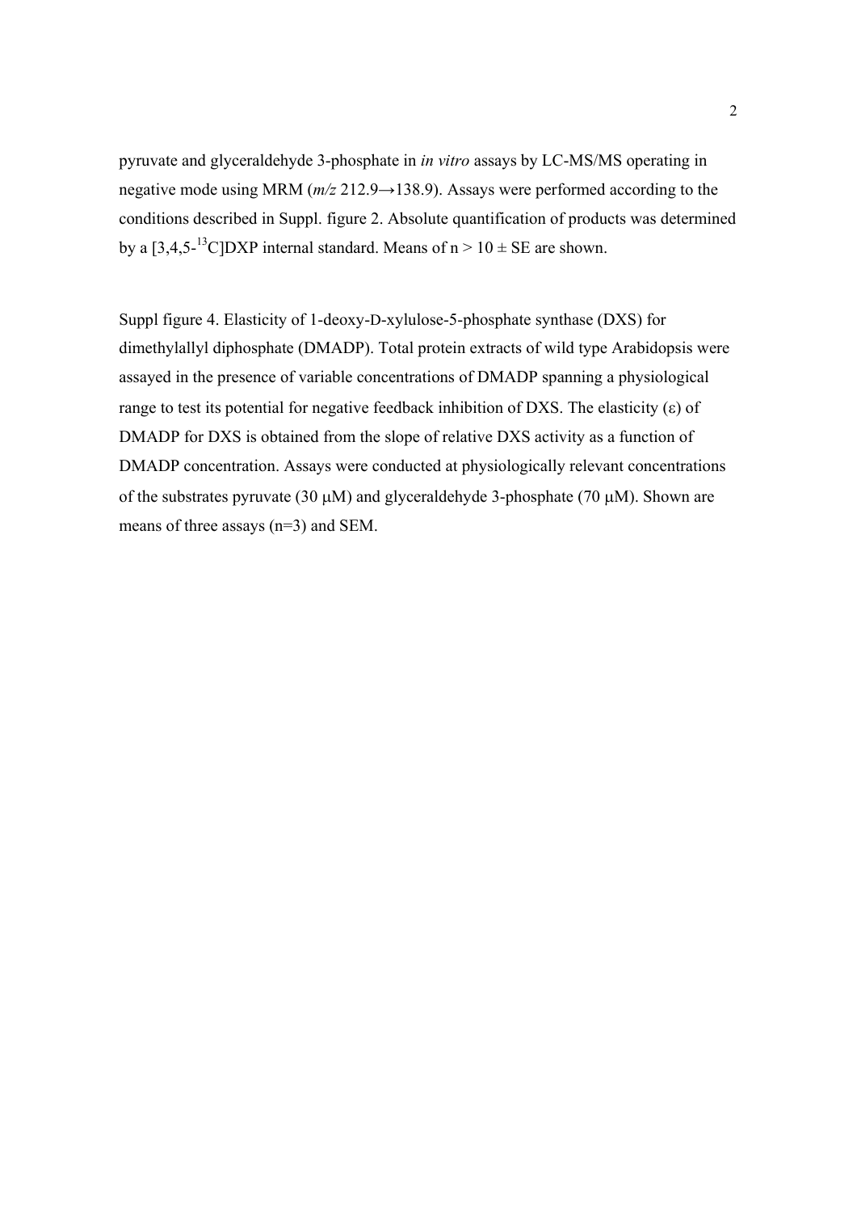pyruvate and glyceraldehyde 3-phosphate in *in vitro* assays by LC-MS/MS operating in negative mode using MRM (*m/z* 212.9→138.9). Assays were performed according to the conditions described in Suppl. figure 2. Absolute quantification of products was determined by a [3,4,5-$^{13}$C]DXP internal standard. Means of n > 10 ± SE are shown.

Suppl figure 4. Elasticity of 1-deoxy-D-xylulose-5-phosphate synthase (DXS) for dimethylallyl diphosphate (DMADP). Total protein extracts of wild type Arabidopsis were assayed in the presence of variable concentrations of DMADP spanning a physiological range to test its potential for negative feedback inhibition of DXS. The elasticity ($\varepsilon$) of DMADP for DXS is obtained from the slope of relative DXS activity as a function of DMADP concentration. Assays were conducted at physiologically relevant concentrations of the substrates pyruvate (30 μM) and glyceraldehyde 3-phosphate (70 μM). Shown are means of three assays (n=3) and SEM.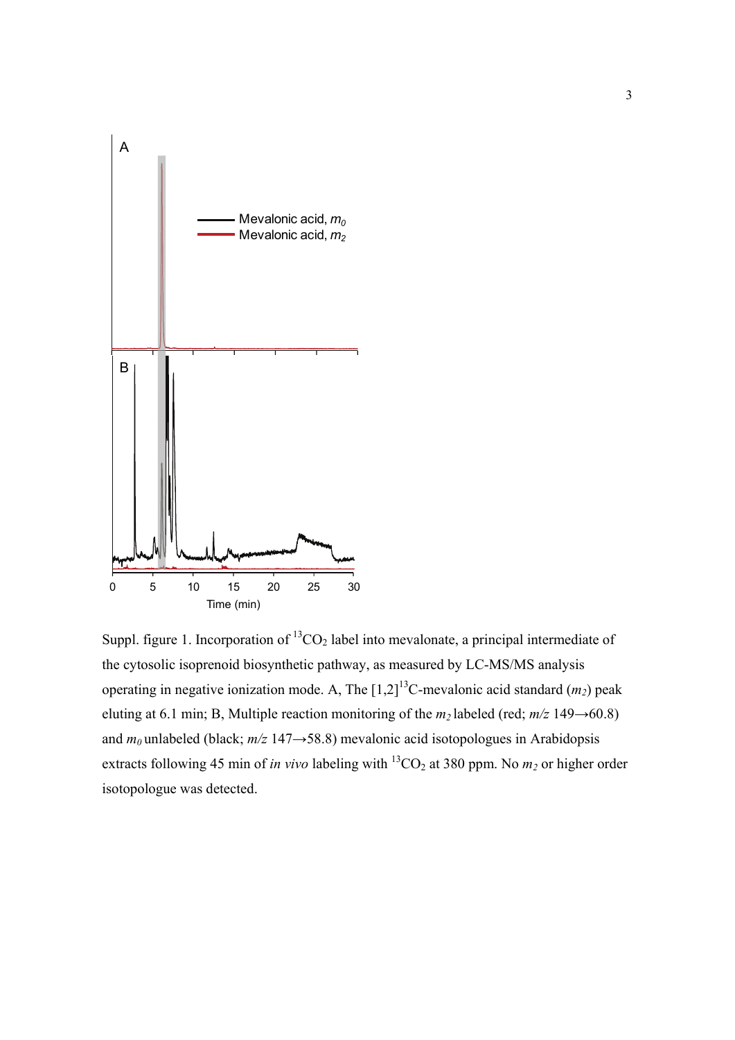A

Mevalonic acid, $m_0$

Mevalonic acid, $m_2$

B

0 5 10 15 20 25 30

Time (min)

Suppl. figure 1. Incorporation of $^{13}CO_2$ label into mevalonate, a principal intermediate of the cytosolic isoprenoid biosynthetic pathway, as measured by LC-MS/MS analysis operating in negative ionization mode. A, The [1,2]$^{13}$C-mevalonic acid standard ($m_2$) peak eluting at 6.1 min; B, Multiple reaction monitoring of the $m_2$ labeled (red; *m/z* 149→60.8) and $m_0$ unlabeled (black; *m/z* 147→58.8) mevalonic acid isotopologues in Arabidopsis extracts following 45 min of *in vivo* labeling with $^{13}CO_2$ at 380 ppm. No $m_2$ or higher order isotopologue was detected.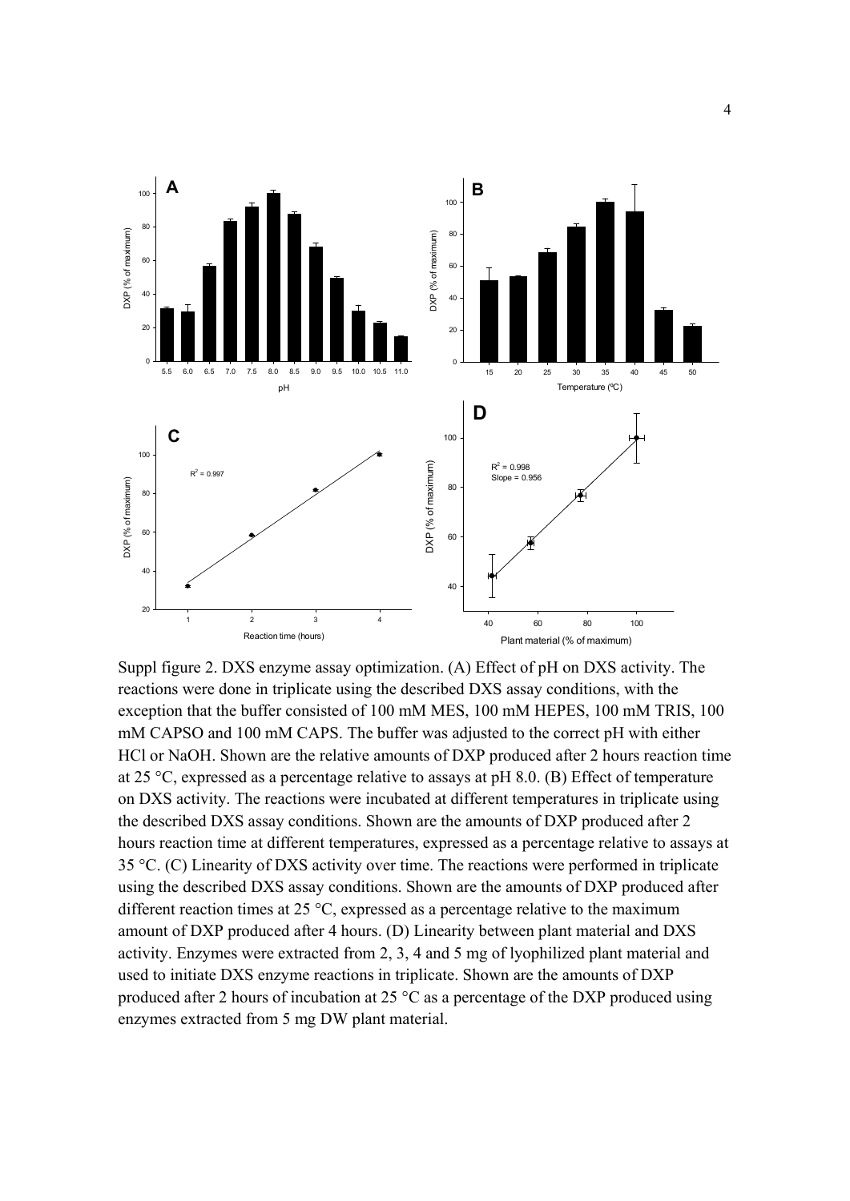A

DXP (% of maximum)

100
80
60
40
20
0

5.5 6.0 6.5 7.0 7.5 8.0 8.5 9.0 9.5 10.0 10.5 11.0

pH

B

DXP (% of maximum)

100
80
60
40
20
0

15 20 25 30 35 40 45 50

Temperature (ºC)

C

DXP (% of maximum)

$R^2 = 0.997$

100
80
60
40
20

1 2 3 4

Reaction time (hours)

D

DXP (% of maximum)

$R^2 = 0.998$
Slope = 0.956

100
80
60
40

40 60 80 100

Plant material (% of maximum)

Suppl figure 2. DXS enzyme assay optimization. (A) Effect of pH on DXS activity. The reactions were done in triplicate using the described DXS assay conditions, with the exception that the buffer consisted of 100 mM MES, 100 mM HEPES, 100 mM TRIS, 100 mM CAPSO and 100 mM CAPS. The buffer was adjusted to the correct pH with either HCl or NaOH. Shown are the relative amounts of DXP produced after 2 hours reaction time at 25 °C, expressed as a percentage relative to assays at pH 8.0. (B) Effect of temperature on DXS activity. The reactions were incubated at different temperatures in triplicate using the described DXS assay conditions. Shown are the amounts of DXP produced after 2 hours reaction time at different temperatures, expressed as a percentage relative to assays at 35 °C. (C) Linearity of DXS activity over time. The reactions were performed in triplicate using the described DXS assay conditions. Shown are the amounts of DXP produced after different reaction times at 25 °C, expressed as a percentage relative to the maximum amount of DXP produced after 4 hours. (D) Linearity between plant material and DXS activity. Enzymes were extracted from 2, 3, 4 and 5 mg of lyophilized plant material and used to initiate DXS enzyme reactions in triplicate. Shown are the amounts of DXP produced after 2 hours of incubation at 25 °C as a percentage of the DXP produced using enzymes extracted from 5 mg DW plant material.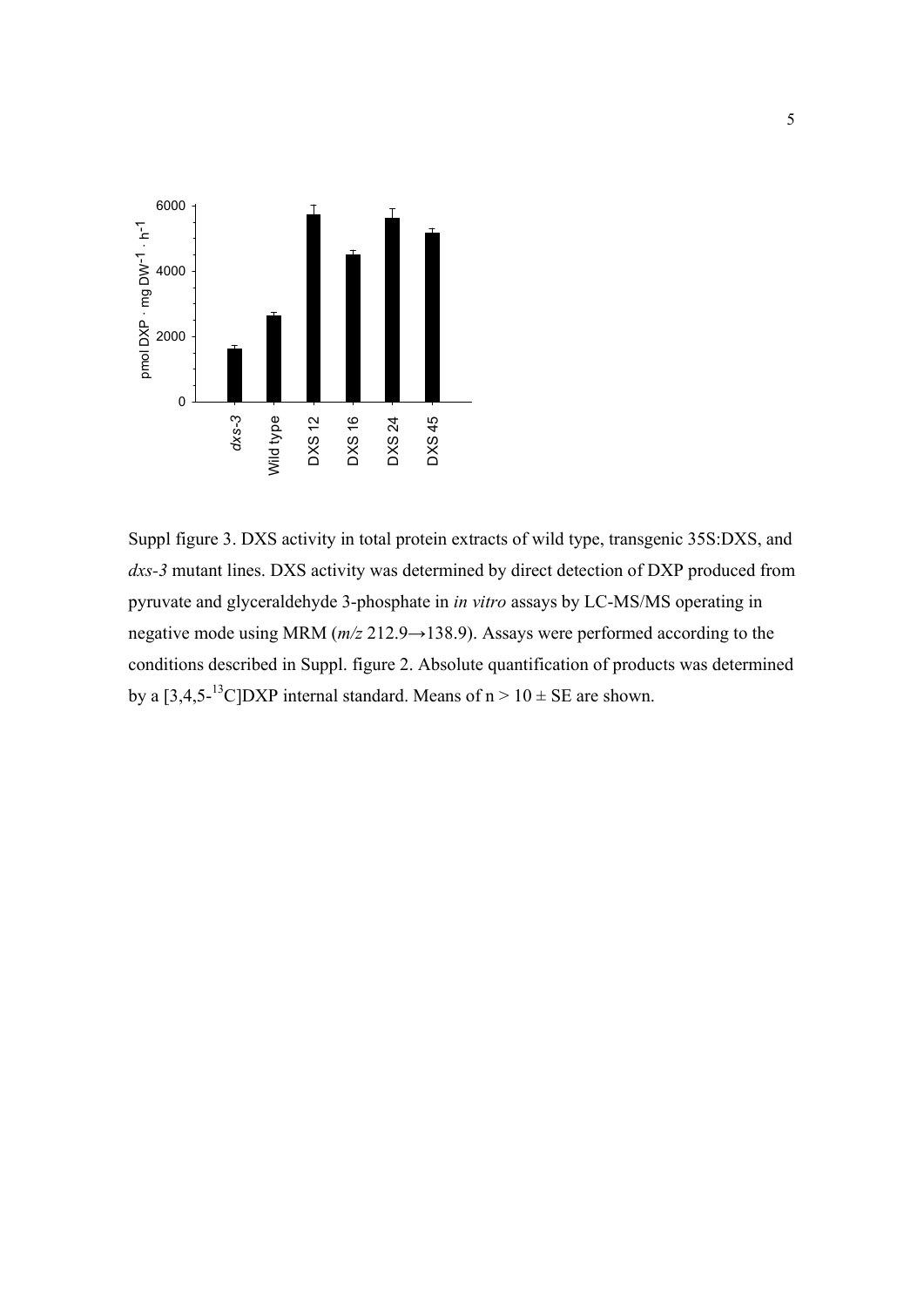pmol DXP · mg DW$^{-1}$ · h$^{-1}$

6000

4000

2000

0

*dxs-3*

Wild type

DXS 12

DXS 16

DXS 24

DXS 45

Suppl figure 3. DXS activity in total protein extracts of wild type, transgenic 35S:DXS, and *dxs-3* mutant lines. DXS activity was determined by direct detection of DXP produced from pyruvate and glyceraldehyde 3-phosphate in *in vitro* assays by LC-MS/MS operating in negative mode using MRM (*m/z* 212.9→138.9). Assays were performed according to the conditions described in Suppl. figure 2. Absolute quantification of products was determined by a [3,4,5-$^{13}$C]DXP internal standard. Means of $n > 10 \pm$ SE are shown.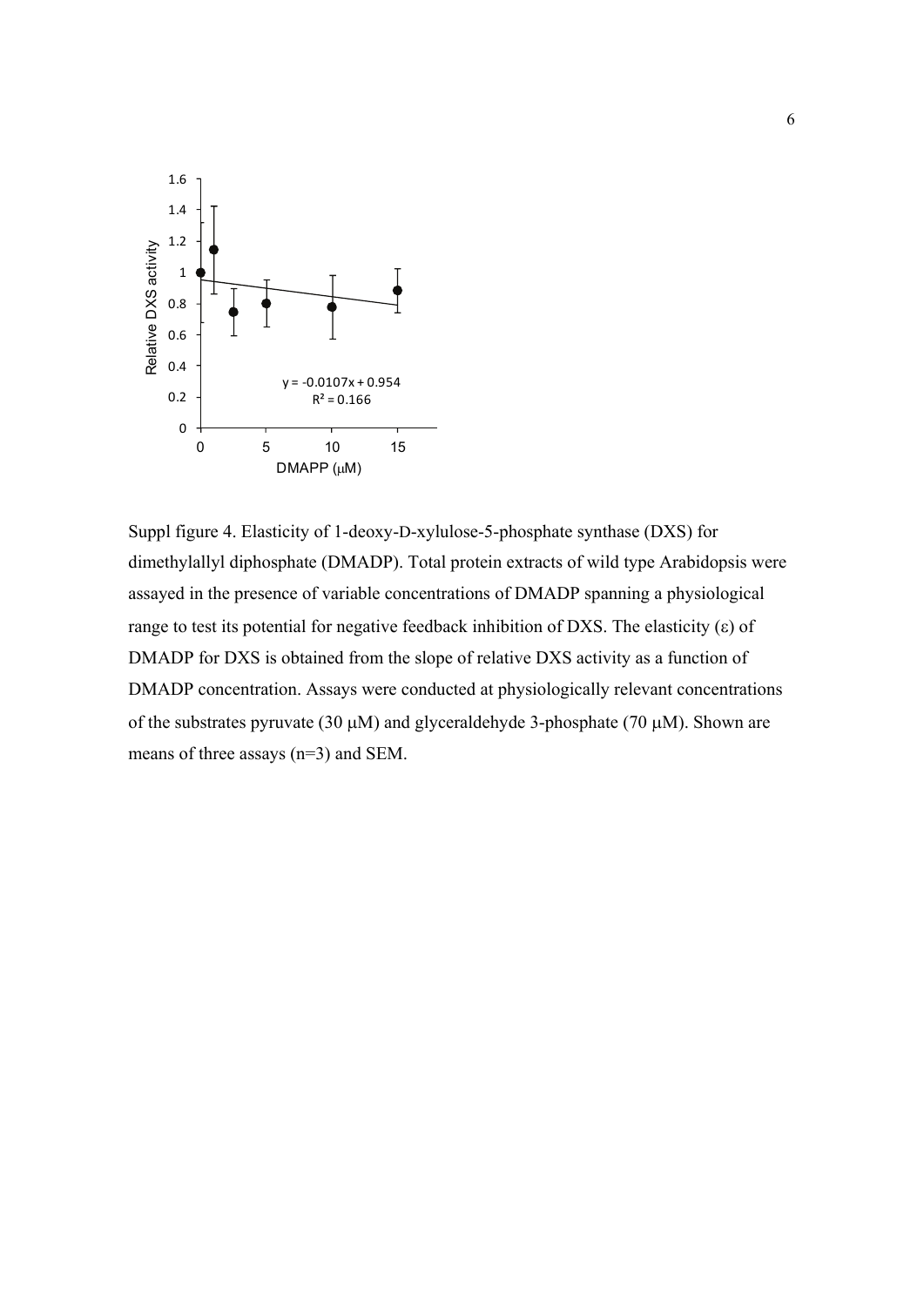1.6
1.4
1.2
1
0.8
0.6
0.4
0.2
0

Relative DXS activity

$y = -0.0107x + 0.954$
$R^2 = 0.166$

0 5 10 15

DMAPP (μM)

Suppl figure 4. Elasticity of 1-deoxy-D-xylulose-5-phosphate synthase (DXS) for dimethylallyl diphosphate (DMADP). Total protein extracts of wild type Arabidopsis were assayed in the presence of variable concentrations of DMADP spanning a physiological range to test its potential for negative feedback inhibition of DXS. The elasticity (ε) of DMADP for DXS is obtained from the slope of relative DXS activity as a function of DMADP concentration. Assays were conducted at physiologically relevant concentrations of the substrates pyruvate (30 μM) and glyceraldehyde 3-phosphate (70 μM). Shown are means of three assays (n=3) and SEM.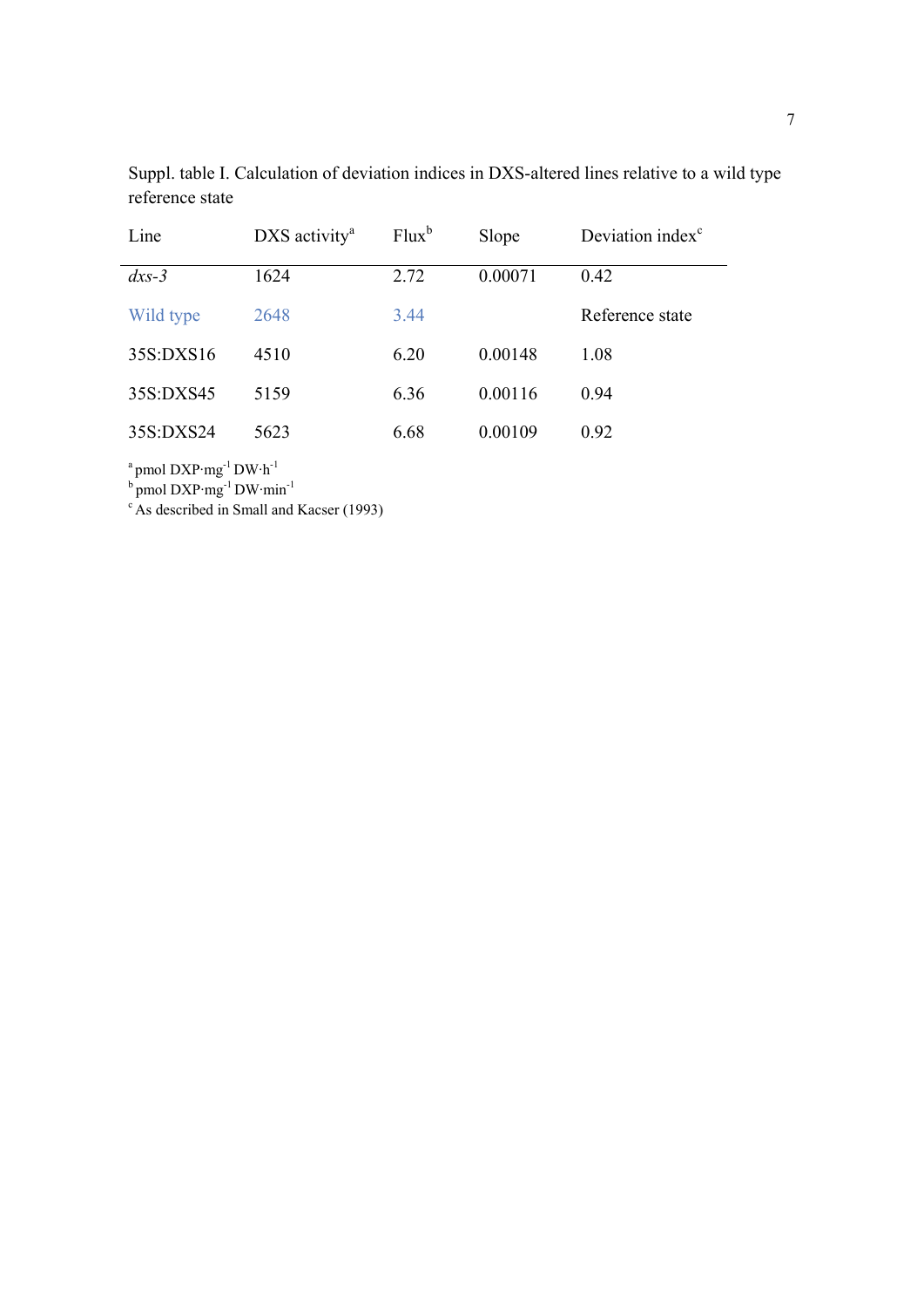Suppl. table I. Calculation of deviation indices in DXS-altered lines relative to a wild type reference state

| Line | DXS activity[a] | Flux[b] | Slope | Deviation index[c] |
|---|---|---|---|---|
| *dxs-3* | 1624 | 2.72 | 0.00071 | 0.42 |
| Wild type | 2648 | 3.44 | | Reference state |
| 35S:DXS16 | 4510 | 6.20 | 0.00148 | 1.08 |
| 35S:DXS45 | 5159 | 6.36 | 0.00116 | 0.94 |
| 35S:DXS24 | 5623 | 6.68 | 0.00109 | 0.92 |

[a] pmol DXP·mg$^{-1}$ DW·h$^{-1}$
[b] pmol DXP·mg$^{-1}$ DW·min$^{-1}$
[c] As described in Small and Kacser (1993)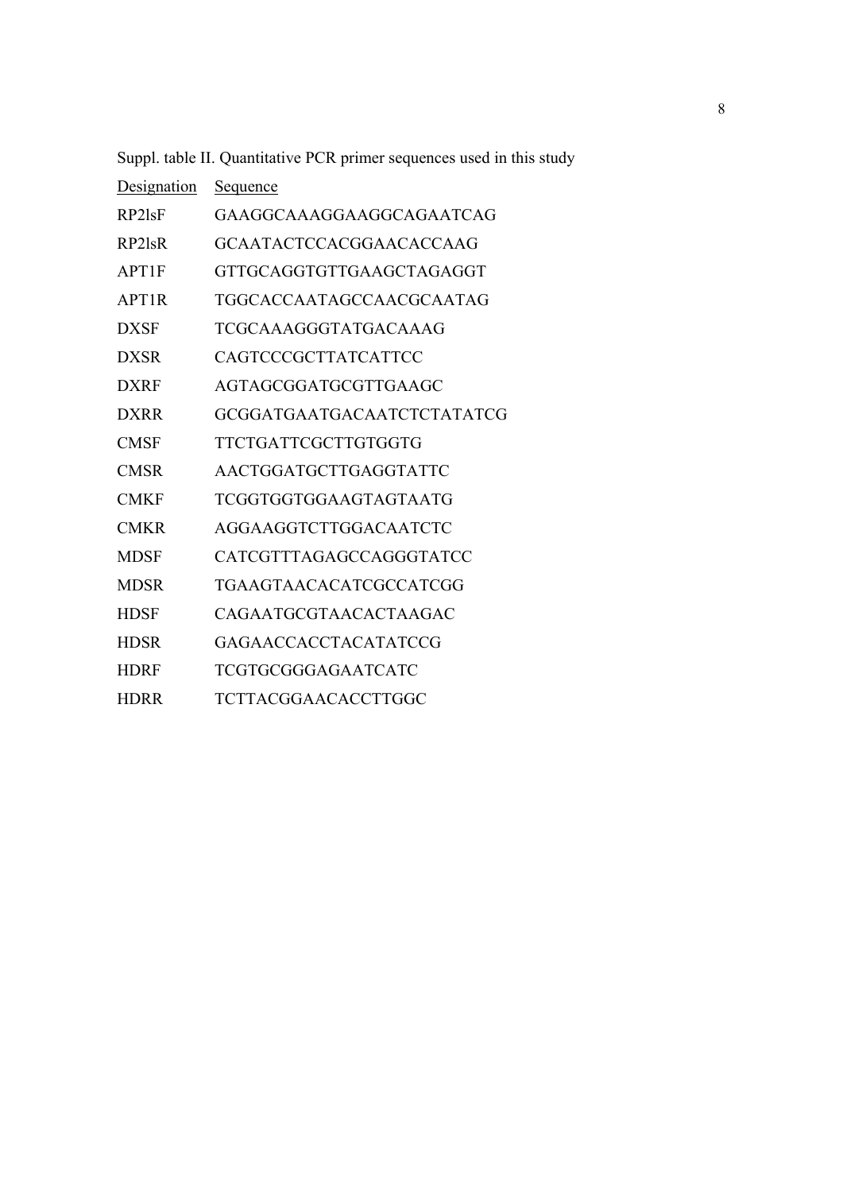Suppl. table II. Quantitative PCR primer sequences used in this study

| Designation | Sequence |
|---|---|
| RP2lsF | GAAGGCAAAGGAAGGCAGAATCAG |
| RP2lsR | GCAATACTCCACGGAACACCAAG |
| APT1F | GTTGCAGGTGTTGAAGCTAGAGGT |
| APT1R | TGGCACCAATAGCCAACGCAATAG |
| DXSF | TCGCAAAGGGTATGACAAAG |
| DXSR | CAGTCCCGCTTATCATTCC |
| DXRF | AGTAGCGGATGCGTTGAAGC |
| DXRR | GCGGATGAATGACAATCTCTATATCG |
| CMSF | TTCTGATTCGCTTGTGGTG |
| CMSR | AACTGGATGCTTGAGGTATTC |
| CMKF | TCGGTGGTGGAAGTAGTAATG |
| CMKR | AGGAAGGTCTTGGACAATCTC |
| MDSF | CATCGTTTAGAGCCAGGGTATCC |
| MDSR | TGAAGTAACACATCGCCATCGG |
| HDSF | CAGAATGCGTAACACTAAGAC |
| HDSR | GAGAACCACCTACATATCCG |
| HDRF | TCGTGCGGGAGAATCATC |
| HDRR | TCTTACGGAACACCTTGGC |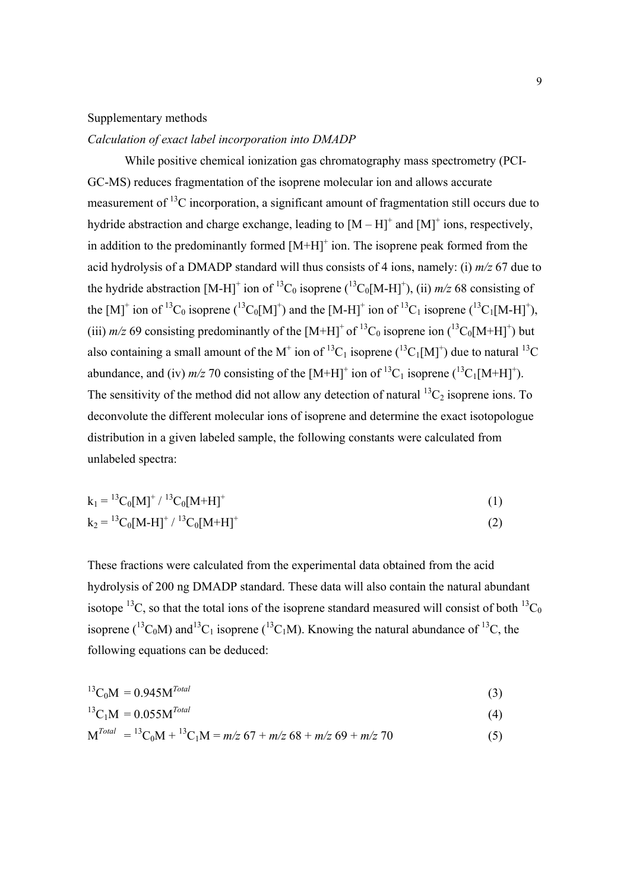Supplementary methods

*Calculation of exact label incorporation into DMADP*

While positive chemical ionization gas chromatography mass spectrometry (PCI-GC-MS) reduces fragmentation of the isoprene molecular ion and allows accurate measurement of $^{13}C$ incorporation, a significant amount of fragmentation still occurs due to hydride abstraction and charge exchange, leading to $[M - H]^+$ and $[M]^+$ ions, respectively, in addition to the predominantly formed $[M+H]^+$ ion. The isoprene peak formed from the acid hydrolysis of a DMADP standard will thus consists of 4 ions, namely: (i) *m/z* 67 due to the hydride abstraction $[M\text{-}H]^+$ ion of $^{13}C_0$ isoprene ($^{13}C_0[M\text{-}H]^+$), (ii) *m/z* 68 consisting of the $[M]^+$ ion of $^{13}C_0$ isoprene ($^{13}C_0[M]^+$) and the $[M\text{-}H]^+$ ion of $^{13}C_1$ isoprene ($^{13}C_1[M\text{-}H]^+$), (iii) *m/z* 69 consisting predominantly of the $[M+H]^+$ of $^{13}C_0$ isoprene ion ($^{13}C_0[M+H]^+$) but also containing a small amount of the $M^+$ ion of $^{13}C_1$ isoprene ($^{13}C_1[M]^+$) due to natural $^{13}C$ abundance, and (iv) *m/z* 70 consisting of the $[M+H]^+$ ion of $^{13}C_1$ isoprene ($^{13}C_1[M+H]^+$). The sensitivity of the method did not allow any detection of natural $^{13}C_2$ isoprene ions. To deconvolute the different molecular ions of isoprene and determine the exact isotopologue distribution in a given labeled sample, the following constants were calculated from unlabeled spectra:

$$k_1 = {}^{13}C_0[M]^+ / {}^{13}C_0[M+H]^+ \tag{1}$$

$$k_2 = {}^{13}C_0[M\text{-}H]^+ / {}^{13}C_0[M+H]^+ \tag{2}$$

These fractions were calculated from the experimental data obtained from the acid hydrolysis of 200 ng DMADP standard. These data will also contain the natural abundant isotope $^{13}C$, so that the total ions of the isoprene standard measured will consist of both $^{13}C_0$ isoprene ($^{13}C_0M$) and $^{13}C_1$ isoprene ($^{13}C_1M$). Knowing the natural abundance of $^{13}C$, the following equations can be deduced:

$$^{13}C_0M = 0.945M^{Total} \tag{3}$$

$$^{13}C_1M = 0.055M^{Total} \tag{4}$$

$$M^{Total} = {}^{13}C_0M + {}^{13}C_1M = m/z\ 67 + m/z\ 68 + m/z\ 69 + m/z\ 70 \tag{5}$$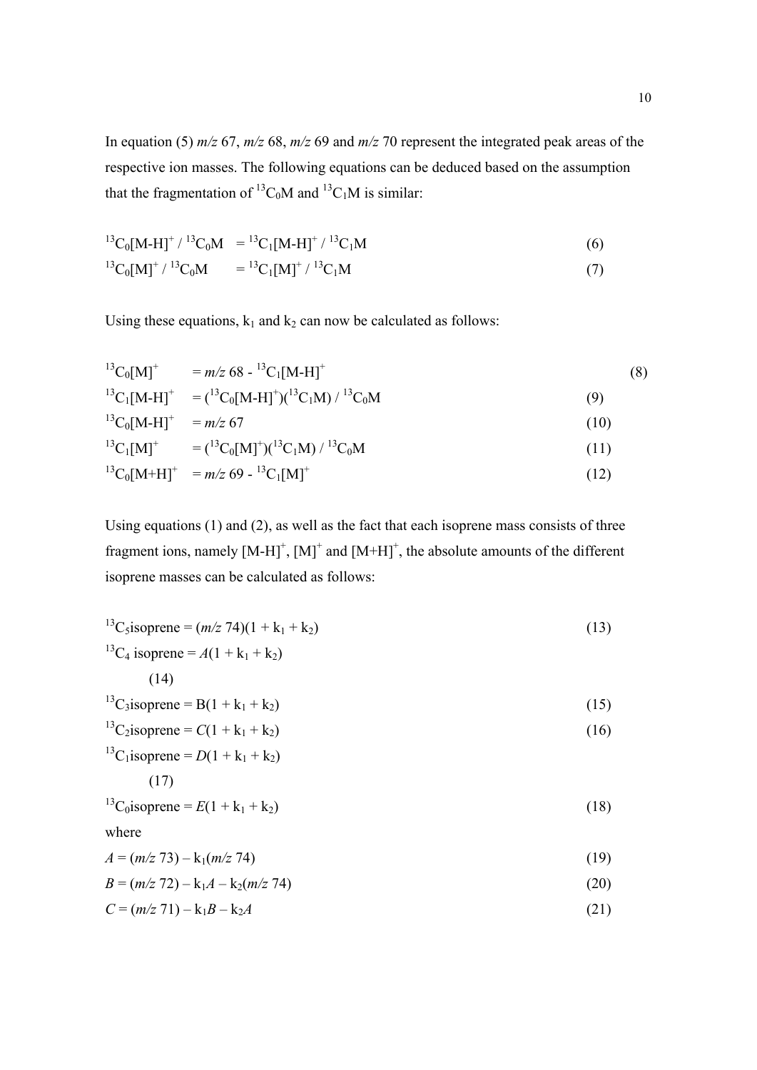In equation (5) *m/z* 67, *m/z* 68, *m/z* 69 and *m/z* 70 represent the integrated peak areas of the respective ion masses. The following equations can be deduced based on the assumption that the fragmentation of $^{13}C_0M$ and $^{13}C_1M$ is similar:

$$^{13}C_0[M\text{-}H]^+ / {}^{13}C_0M = {}^{13}C_1[M\text{-}H]^+ / {}^{13}C_1M \quad (6)$$

$$^{13}C_0[M]^+ / {}^{13}C_0M = {}^{13}C_1[M]^+ / {}^{13}C_1M \quad (7)$$

Using these equations, $k_1$ and $k_2$ can now be calculated as follows:

$$^{13}C_0[M]^+ = m/z\ 68 - {}^{13}C_1[M\text{-}H]^+ \quad (8)$$

$$^{13}C_1[M\text{-}H]^+ = ({}^{13}C_0[M\text{-}H]^+)({}^{13}C_1M) / {}^{13}C_0M \quad (9)$$

$$^{13}C_0[M\text{-}H]^+ = m/z\ 67 \quad (10)$$

$$^{13}C_1[M]^+ = ({}^{13}C_0[M]^+)({}^{13}C_1M) / {}^{13}C_0M \quad (11)$$

$$^{13}C_0[M+H]^+ = m/z\ 69 - {}^{13}C_1[M]^+ \quad (12)$$

Using equations (1) and (2), as well as the fact that each isoprene mass consists of three fragment ions, namely $[M\text{-}H]^+$, $[M]^+$ and $[M+H]^+$, the absolute amounts of the different isoprene masses can be calculated as follows:

$$^{13}C_5\text{isoprene} = (m/z\ 74)(1 + k_1 + k_2) \quad (13)$$

$$^{13}C_4\text{ isoprene} = A(1 + k_1 + k_2) \quad (14)$$

$$^{13}C_3\text{isoprene} = B(1 + k_1 + k_2) \quad (15)$$

$$^{13}C_2\text{isoprene} = C(1 + k_1 + k_2) \quad (16)$$

$$^{13}C_1\text{isoprene} = D(1 + k_1 + k_2) \quad (17)$$

$$^{13}C_0\text{isoprene} = E(1 + k_1 + k_2) \quad (18)$$

where

$$A = (m/z\ 73) - k_1(m/z\ 74) \quad (19)$$

$$B = (m/z\ 72) - k_1A - k_2(m/z\ 74) \quad (20)$$

$$C = (m/z\ 71) - k_1B - k_2A \quad (21)$$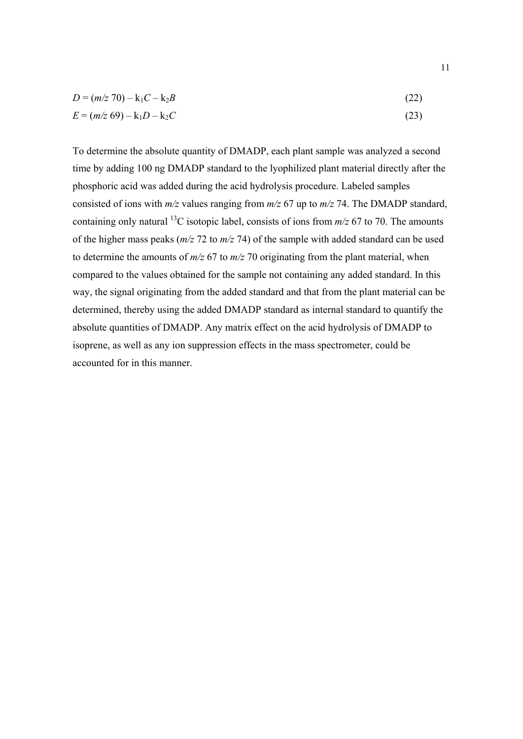$$D = (m/z\ 70) - k_1C - k_2B \tag{22}$$

$$E = (m/z\ 69) - k_1D - k_2C \tag{23}$$

To determine the absolute quantity of DMADP, each plant sample was analyzed a second time by adding 100 ng DMADP standard to the lyophilized plant material directly after the phosphoric acid was added during the acid hydrolysis procedure. Labeled samples consisted of ions with *m/z* values ranging from *m/z* 67 up to *m/z* 74. The DMADP standard, containing only natural $^{13}C$ isotopic label, consists of ions from *m/z* 67 to 70. The amounts of the higher mass peaks (*m/z* 72 to *m/z* 74) of the sample with added standard can be used to determine the amounts of *m/z* 67 to *m/z* 70 originating from the plant material, when compared to the values obtained for the sample not containing any added standard. In this way, the signal originating from the added standard and that from the plant material can be determined, thereby using the added DMADP standard as internal standard to quantify the absolute quantities of DMADP. Any matrix effect on the acid hydrolysis of DMADP to isoprene, as well as any ion suppression effects in the mass spectrometer, could be accounted for in this manner.